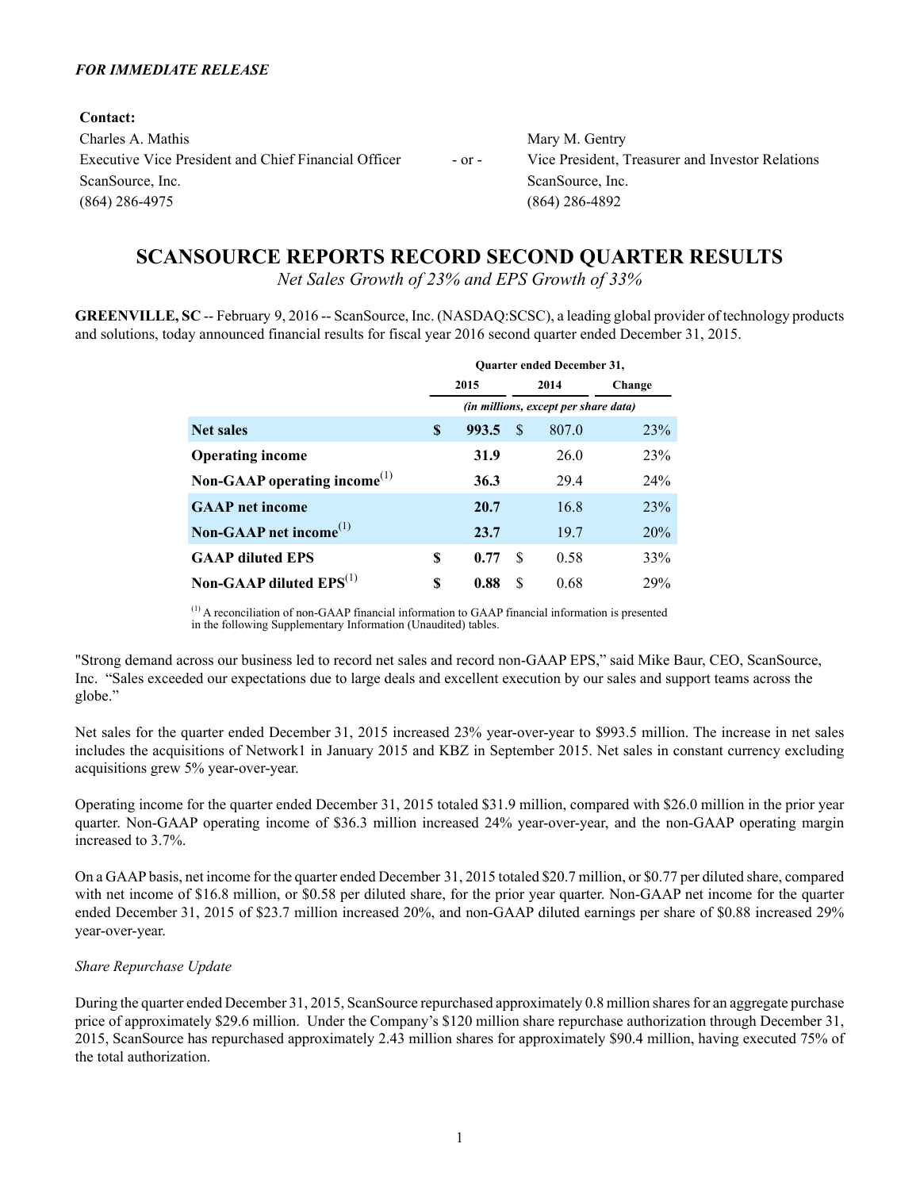*FOR IMMEDIATE RELEASE*

**Contact:**

| | | |
|---|---|---|
| Charles A. Mathis | | Mary M. Gentry |
| Executive Vice President and Chief Financial Officer | - or - | Vice President, Treasurer and Investor Relations |
| ScanSource, Inc. | | ScanSource, Inc. |
| (864) 286-4975 | | (864) 286-4892 |

# SCANSOURCE REPORTS RECORD SECOND QUARTER RESULTS

*Net Sales Growth of 23% and EPS Growth of 33%*

**GREENVILLE, SC** -- February 9, 2016 -- ScanSource, Inc. (NASDAQ:SCSC), a leading global provider of technology products and solutions, today announced financial results for fiscal year 2016 second quarter ended December 31, 2015.

| | Quarter ended December 31, | | |
|---|---|---|---|
| | 2015 | 2014 | Change |
| | *(in millions, except per share data)* | | |
| **Net sales** | **$ 993.5** | $ 807.0 | 23% |
| **Operating income** | **31.9** | 26.0 | 23% |
| **Non-GAAP operating income**[1] | **36.3** | 29.4 | 24% |
| **GAAP net income** | **20.7** | 16.8 | 23% |
| **Non-GAAP net income**[1] | **23.7** | 19.7 | 20% |
| **GAAP diluted EPS** | **$ 0.77** | $ 0.58 | 33% |
| **Non-GAAP diluted EPS**[1] | **$ 0.88** | $ 0.68 | 29% |

[1] A reconciliation of non-GAAP financial information to GAAP financial information is presented in the following Supplementary Information (Unaudited) tables.

"Strong demand across our business led to record net sales and record non-GAAP EPS," said Mike Baur, CEO, ScanSource, Inc. "Sales exceeded our expectations due to large deals and excellent execution by our sales and support teams across the globe."

Net sales for the quarter ended December 31, 2015 increased 23% year-over-year to $993.5 million. The increase in net sales includes the acquisitions of Network1 in January 2015 and KBZ in September 2015. Net sales in constant currency excluding acquisitions grew 5% year-over-year.

Operating income for the quarter ended December 31, 2015 totaled $31.9 million, compared with $26.0 million in the prior year quarter. Non-GAAP operating income of $36.3 million increased 24% year-over-year, and the non-GAAP operating margin increased to 3.7%.

On a GAAP basis, net income for the quarter ended December 31, 2015 totaled $20.7 million, or $0.77 per diluted share, compared with net income of $16.8 million, or $0.58 per diluted share, for the prior year quarter. Non-GAAP net income for the quarter ended December 31, 2015 of $23.7 million increased 20%, and non-GAAP diluted earnings per share of $0.88 increased 29% year-over-year.

*Share Repurchase Update*

During the quarter ended December 31, 2015, ScanSource repurchased approximately 0.8 million shares for an aggregate purchase price of approximately $29.6 million. Under the Company's $120 million share repurchase authorization through December 31, 2015, ScanSource has repurchased approximately 2.43 million shares for approximately $90.4 million, having executed 75% of the total authorization.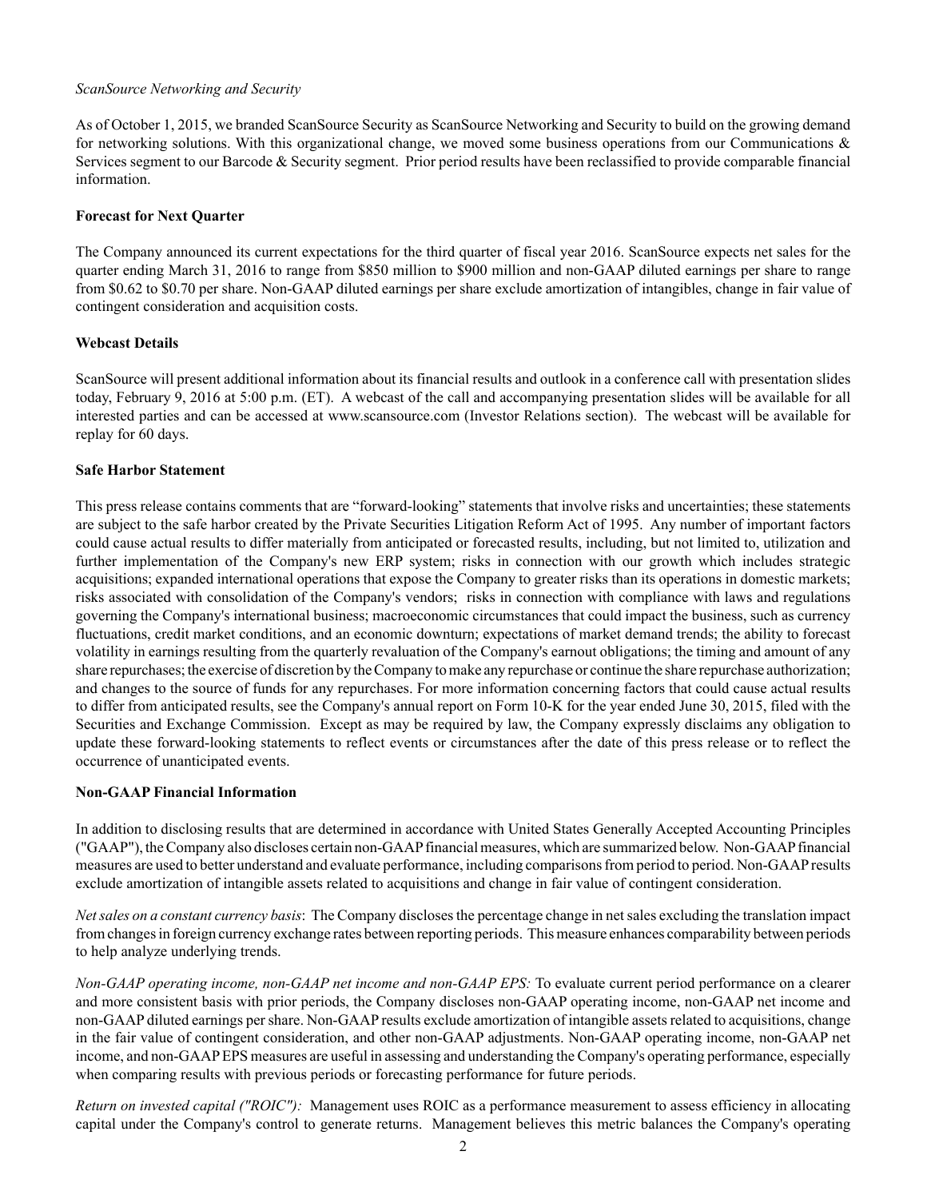*ScanSource Networking and Security*

As of October 1, 2015, we branded ScanSource Security as ScanSource Networking and Security to build on the growing demand for networking solutions. With this organizational change, we moved some business operations from our Communications & Services segment to our Barcode & Security segment. Prior period results have been reclassified to provide comparable financial information.

**Forecast for Next Quarter**

The Company announced its current expectations for the third quarter of fiscal year 2016. ScanSource expects net sales for the quarter ending March 31, 2016 to range from $850 million to $900 million and non-GAAP diluted earnings per share to range from $0.62 to $0.70 per share. Non-GAAP diluted earnings per share exclude amortization of intangibles, change in fair value of contingent consideration and acquisition costs.

**Webcast Details**

ScanSource will present additional information about its financial results and outlook in a conference call with presentation slides today, February 9, 2016 at 5:00 p.m. (ET). A webcast of the call and accompanying presentation slides will be available for all interested parties and can be accessed at www.scansource.com (Investor Relations section). The webcast will be available for replay for 60 days.

**Safe Harbor Statement**

This press release contains comments that are "forward-looking" statements that involve risks and uncertainties; these statements are subject to the safe harbor created by the Private Securities Litigation Reform Act of 1995. Any number of important factors could cause actual results to differ materially from anticipated or forecasted results, including, but not limited to, utilization and further implementation of the Company's new ERP system; risks in connection with our growth which includes strategic acquisitions; expanded international operations that expose the Company to greater risks than its operations in domestic markets; risks associated with consolidation of the Company's vendors; risks in connection with compliance with laws and regulations governing the Company's international business; macroeconomic circumstances that could impact the business, such as currency fluctuations, credit market conditions, and an economic downturn; expectations of market demand trends; the ability to forecast volatility in earnings resulting from the quarterly revaluation of the Company's earnout obligations; the timing and amount of any share repurchases; the exercise of discretion by the Company to make any repurchase or continue the share repurchase authorization; and changes to the source of funds for any repurchases. For more information concerning factors that could cause actual results to differ from anticipated results, see the Company's annual report on Form 10-K for the year ended June 30, 2015, filed with the Securities and Exchange Commission. Except as may be required by law, the Company expressly disclaims any obligation to update these forward-looking statements to reflect events or circumstances after the date of this press release or to reflect the occurrence of unanticipated events.

**Non-GAAP Financial Information**

In addition to disclosing results that are determined in accordance with United States Generally Accepted Accounting Principles ("GAAP"), the Company also discloses certain non-GAAP financial measures, which are summarized below. Non-GAAP financial measures are used to better understand and evaluate performance, including comparisons from period to period. Non-GAAP results exclude amortization of intangible assets related to acquisitions and change in fair value of contingent consideration.

*Net sales on a constant currency basis*: The Company discloses the percentage change in net sales excluding the translation impact from changes in foreign currency exchange rates between reporting periods. This measure enhances comparability between periods to help analyze underlying trends.

*Non-GAAP operating income, non-GAAP net income and non-GAAP EPS:* To evaluate current period performance on a clearer and more consistent basis with prior periods, the Company discloses non-GAAP operating income, non-GAAP net income and non-GAAP diluted earnings per share. Non-GAAP results exclude amortization of intangible assets related to acquisitions, change in the fair value of contingent consideration, and other non-GAAP adjustments. Non-GAAP operating income, non-GAAP net income, and non-GAAP EPS measures are useful in assessing and understanding the Company's operating performance, especially when comparing results with previous periods or forecasting performance for future periods.

*Return on invested capital ("ROIC"):* Management uses ROIC as a performance measurement to assess efficiency in allocating capital under the Company's control to generate returns. Management believes this metric balances the Company's operating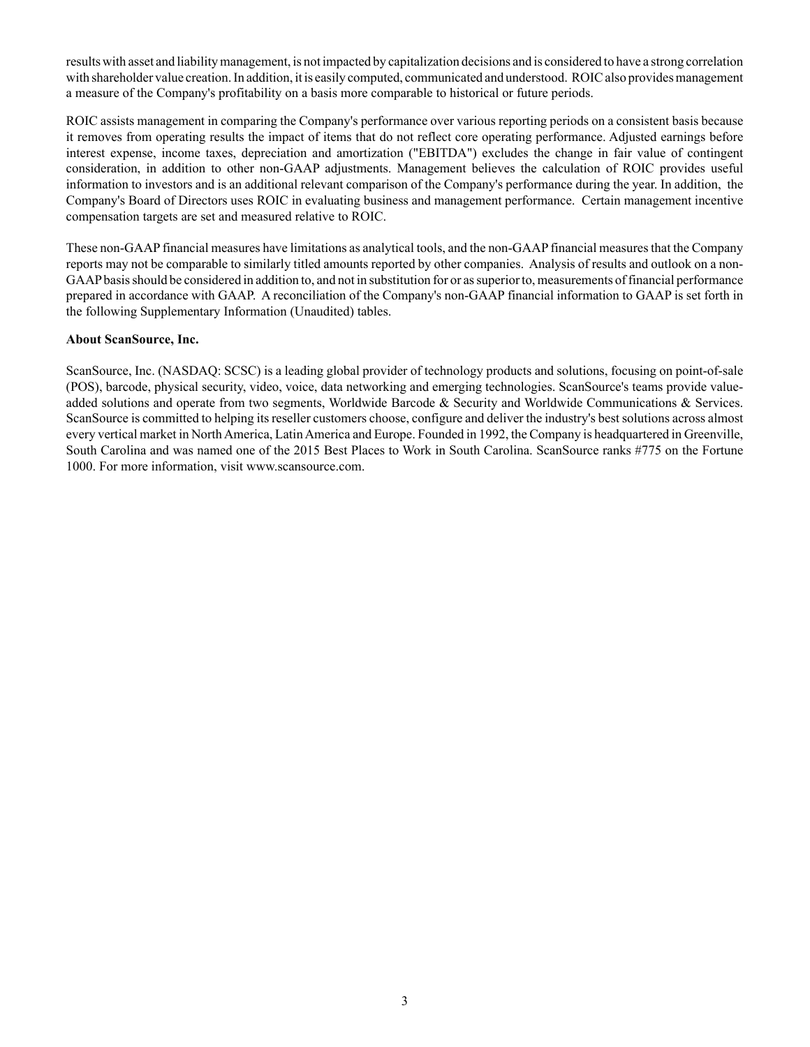results with asset and liability management, is not impacted by capitalization decisions and is considered to have a strong correlation with shareholder value creation. In addition, it is easily computed, communicated and understood. ROIC also provides management a measure of the Company's profitability on a basis more comparable to historical or future periods.

ROIC assists management in comparing the Company's performance over various reporting periods on a consistent basis because it removes from operating results the impact of items that do not reflect core operating performance. Adjusted earnings before interest expense, income taxes, depreciation and amortization ("EBITDA") excludes the change in fair value of contingent consideration, in addition to other non-GAAP adjustments. Management believes the calculation of ROIC provides useful information to investors and is an additional relevant comparison of the Company's performance during the year. In addition, the Company's Board of Directors uses ROIC in evaluating business and management performance. Certain management incentive compensation targets are set and measured relative to ROIC.

These non-GAAP financial measures have limitations as analytical tools, and the non-GAAP financial measures that the Company reports may not be comparable to similarly titled amounts reported by other companies. Analysis of results and outlook on a non-GAAP basis should be considered in addition to, and not in substitution for or as superior to, measurements of financial performance prepared in accordance with GAAP. A reconciliation of the Company's non-GAAP financial information to GAAP is set forth in the following Supplementary Information (Unaudited) tables.

**About ScanSource, Inc.**

ScanSource, Inc. (NASDAQ: SCSC) is a leading global provider of technology products and solutions, focusing on point-of-sale (POS), barcode, physical security, video, voice, data networking and emerging technologies. ScanSource's teams provide value-added solutions and operate from two segments, Worldwide Barcode & Security and Worldwide Communications & Services. ScanSource is committed to helping its reseller customers choose, configure and deliver the industry's best solutions across almost every vertical market in North America, Latin America and Europe. Founded in 1992, the Company is headquartered in Greenville, South Carolina and was named one of the 2015 Best Places to Work in South Carolina. ScanSource ranks #775 on the Fortune 1000. For more information, visit www.scansource.com.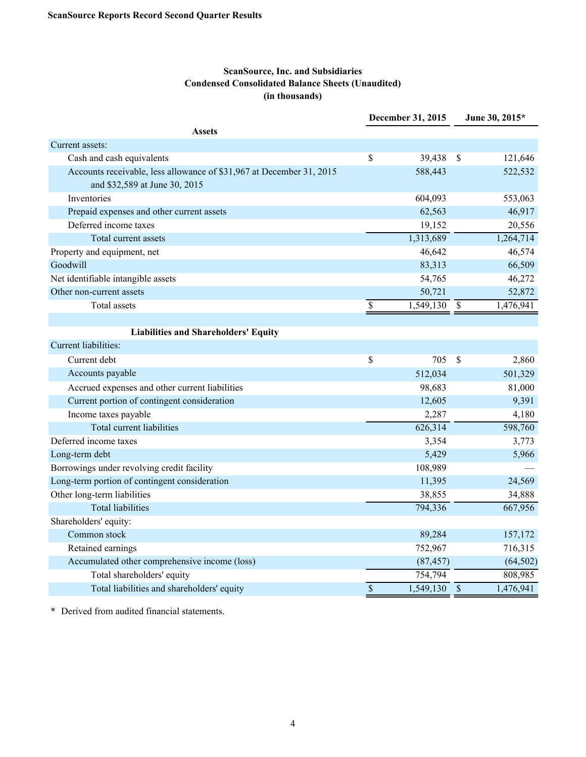**ScanSource Reports Record Second Quarter Results**

**ScanSource, Inc. and Subsidiaries**
**Condensed Consolidated Balance Sheets (Unaudited)**
**(in thousands)**

| | December 31, 2015 | June 30, 2015* |
|---|---|---|
| **Assets** | | |
| Current assets: | | |
| Cash and cash equivalents | $ 39,438 | $ 121,646 |
| Accounts receivable, less allowance of $31,967 at December 31, 2015 and $32,589 at June 30, 2015 | 588,443 | 522,532 |
| Inventories | 604,093 | 553,063 |
| Prepaid expenses and other current assets | 62,563 | 46,917 |
| Deferred income taxes | 19,152 | 20,556 |
| Total current assets | 1,313,689 | 1,264,714 |
| Property and equipment, net | 46,642 | 46,574 |
| Goodwill | 83,313 | 66,509 |
| Net identifiable intangible assets | 54,765 | 46,272 |
| Other non-current assets | 50,721 | 52,872 |
| Total assets | $ 1,549,130 | $ 1,476,941 |
| | | |
| **Liabilities and Shareholders' Equity** | | |
| Current liabilities: | | |
| Current debt | $ 705 | $ 2,860 |
| Accounts payable | 512,034 | 501,329 |
| Accrued expenses and other current liabilities | 98,683 | 81,000 |
| Current portion of contingent consideration | 12,605 | 9,391 |
| Income taxes payable | 2,287 | 4,180 |
| Total current liabilities | 626,314 | 598,760 |
| Deferred income taxes | 3,354 | 3,773 |
| Long-term debt | 5,429 | 5,966 |
| Borrowings under revolving credit facility | 108,989 | — |
| Long-term portion of contingent consideration | 11,395 | 24,569 |
| Other long-term liabilities | 38,855 | 34,888 |
| Total liabilities | 794,336 | 667,956 |
| Shareholders' equity: | | |
| Common stock | 89,284 | 157,172 |
| Retained earnings | 752,967 | 716,315 |
| Accumulated other comprehensive income (loss) | (87,457) | (64,502) |
| Total shareholders' equity | 754,794 | 808,985 |
| Total liabilities and shareholders' equity | $ 1,549,130 | $ 1,476,941 |

* Derived from audited financial statements.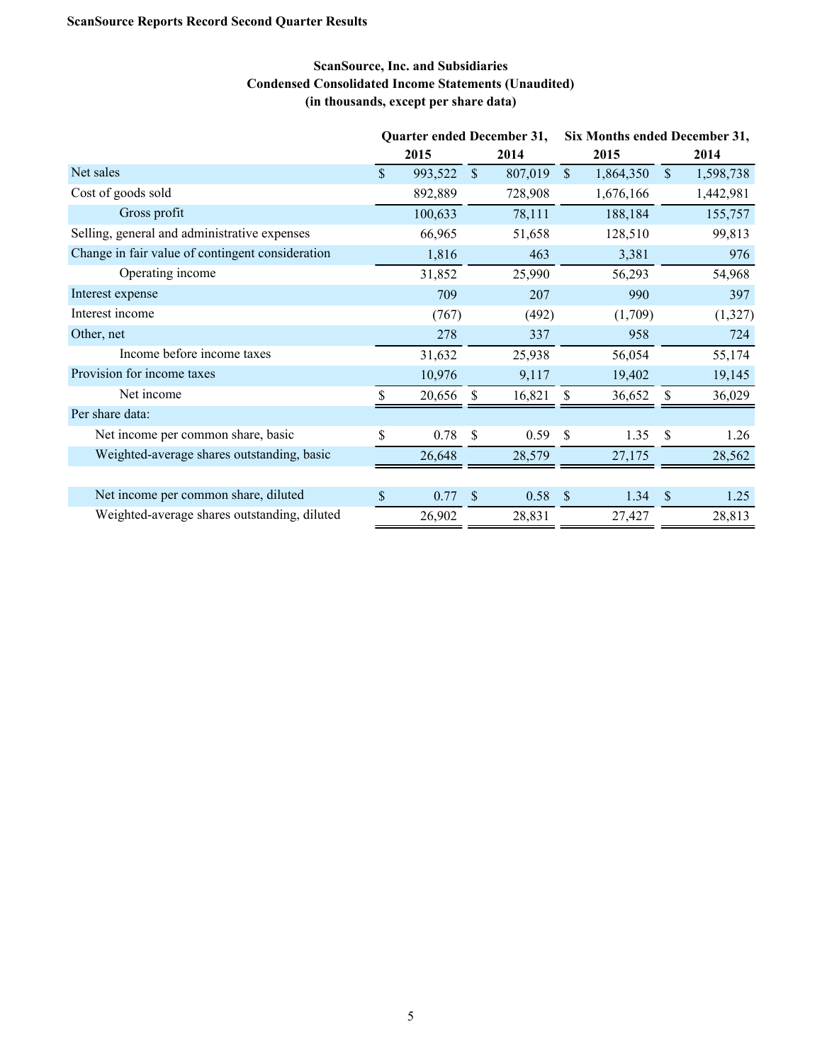**ScanSource Reports Record Second Quarter Results**

**ScanSource, Inc. and Subsidiaries**
**Condensed Consolidated Income Statements (Unaudited)**
**(in thousands, except per share data)**

| | Quarter ended December 31, | | Six Months ended December 31, | |
|---|---|---|---|---|
| | 2015 | 2014 | 2015 | 2014 |
| Net sales | $ 993,522 | $ 807,019 | $ 1,864,350 | $ 1,598,738 |
| Cost of goods sold | 892,889 | 728,908 | 1,676,166 | 1,442,981 |
| Gross profit | 100,633 | 78,111 | 188,184 | 155,757 |
| Selling, general and administrative expenses | 66,965 | 51,658 | 128,510 | 99,813 |
| Change in fair value of contingent consideration | 1,816 | 463 | 3,381 | 976 |
| Operating income | 31,852 | 25,990 | 56,293 | 54,968 |
| Interest expense | 709 | 207 | 990 | 397 |
| Interest income | (767) | (492) | (1,709) | (1,327) |
| Other, net | 278 | 337 | 958 | 724 |
| Income before income taxes | 31,632 | 25,938 | 56,054 | 55,174 |
| Provision for income taxes | 10,976 | 9,117 | 19,402 | 19,145 |
| Net income | $ 20,656 | $ 16,821 | $ 36,652 | $ 36,029 |
| Per share data: | | | | |
| Net income per common share, basic | $ 0.78 | $ 0.59 | $ 1.35 | $ 1.26 |
| Weighted-average shares outstanding, basic | 26,648 | 28,579 | 27,175 | 28,562 |
| | | | | |
| Net income per common share, diluted | $ 0.77 | $ 0.58 | $ 1.34 | $ 1.25 |
| Weighted-average shares outstanding, diluted | 26,902 | 28,831 | 27,427 | 28,813 |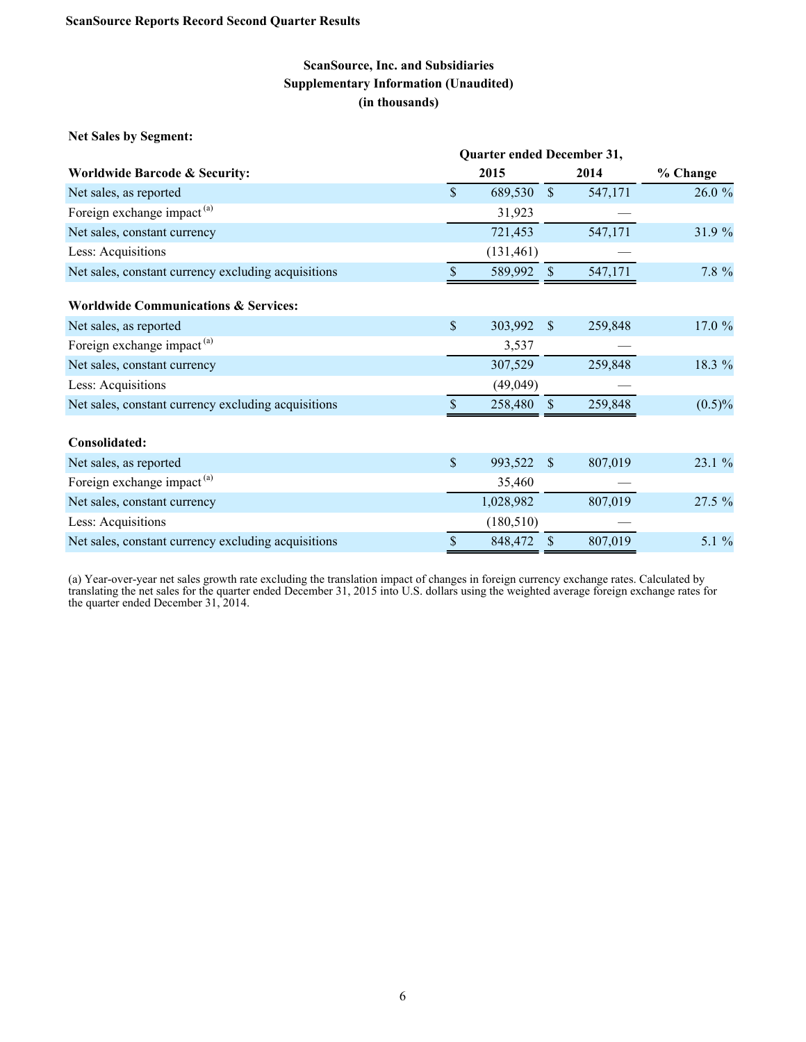**ScanSource Reports Record Second Quarter Results**

## ScanSource, Inc. and Subsidiaries
## Supplementary Information (Unaudited)
## (in thousands)

**Net Sales by Segment:**

| | Quarter ended December 31, | | |
|---|---|---|---|
| **Worldwide Barcode & Security:** | **2015** | **2014** | **% Change** |
| Net sales, as reported | $ 689,530 | $ 547,171 | 26.0 % |
| Foreign exchange impact [(a)] | 31,923 | — | |
| Net sales, constant currency | 721,453 | 547,171 | 31.9 % |
| Less: Acquisitions | (131,461) | — | |
| Net sales, constant currency excluding acquisitions | $ 589,992 | $ 547,171 | 7.8 % |
| | | | |
| **Worldwide Communications & Services:** | | | |
| Net sales, as reported | $ 303,992 | $ 259,848 | 17.0 % |
| Foreign exchange impact [(a)] | 3,537 | — | |
| Net sales, constant currency | 307,529 | 259,848 | 18.3 % |
| Less: Acquisitions | (49,049) | — | |
| Net sales, constant currency excluding acquisitions | $ 258,480 | $ 259,848 | (0.5)% |
| | | | |
| **Consolidated:** | | | |
| Net sales, as reported | $ 993,522 | $ 807,019 | 23.1 % |
| Foreign exchange impact [(a)] | 35,460 | — | |
| Net sales, constant currency | 1,028,982 | 807,019 | 27.5 % |
| Less: Acquisitions | (180,510) | — | |
| Net sales, constant currency excluding acquisitions | $ 848,472 | $ 807,019 | 5.1 % |

(a) Year-over-year net sales growth rate excluding the translation impact of changes in foreign currency exchange rates. Calculated by translating the net sales for the quarter ended December 31, 2015 into U.S. dollars using the weighted average foreign exchange rates for the quarter ended December 31, 2014.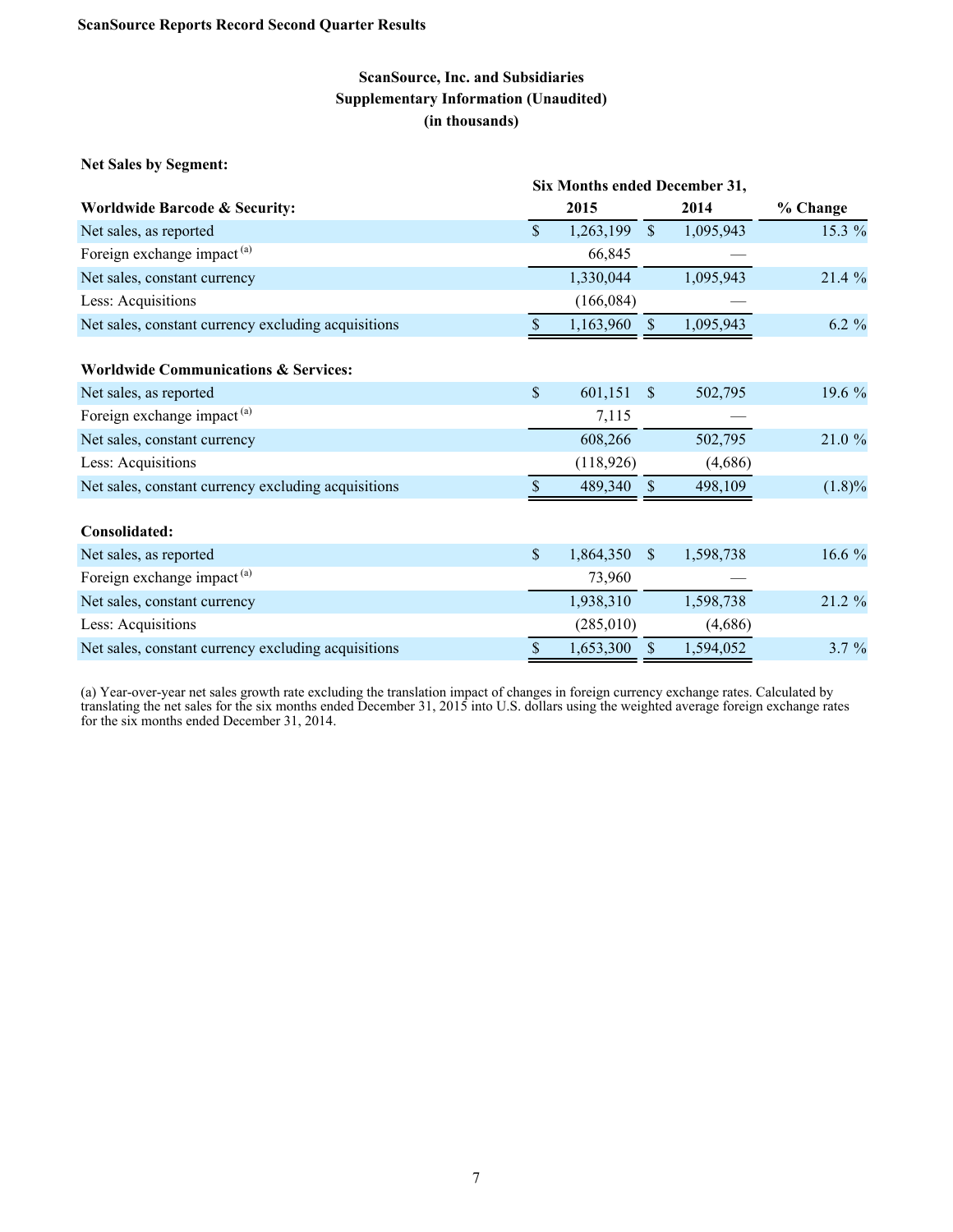## ScanSource, Inc. and Subsidiaries
## Supplementary Information (Unaudited)
## (in thousands)

**Net Sales by Segment:**

| | Six Months ended December 31, | | |
|---|---|---|---|
| **Worldwide Barcode & Security:** | **2015** | **2014** | **% Change** |
| Net sales, as reported | $ 1,263,199 | $ 1,095,943 | 15.3 % |
| Foreign exchange impact [(a)] | 66,845 | — | |
| Net sales, constant currency | 1,330,044 | 1,095,943 | 21.4 % |
| Less: Acquisitions | (166,084) | — | |
| Net sales, constant currency excluding acquisitions | $ 1,163,960 | $ 1,095,943 | 6.2 % |
| | | | |
| **Worldwide Communications & Services:** | | | |
| Net sales, as reported | $ 601,151 | $ 502,795 | 19.6 % |
| Foreign exchange impact [(a)] | 7,115 | — | |
| Net sales, constant currency | 608,266 | 502,795 | 21.0 % |
| Less: Acquisitions | (118,926) | (4,686) | |
| Net sales, constant currency excluding acquisitions | $ 489,340 | $ 498,109 | (1.8)% |
| | | | |
| **Consolidated:** | | | |
| Net sales, as reported | $ 1,864,350 | $ 1,598,738 | 16.6 % |
| Foreign exchange impact [(a)] | 73,960 | — | |
| Net sales, constant currency | 1,938,310 | 1,598,738 | 21.2 % |
| Less: Acquisitions | (285,010) | (4,686) | |
| Net sales, constant currency excluding acquisitions | $ 1,653,300 | $ 1,594,052 | 3.7 % |

(a) Year-over-year net sales growth rate excluding the translation impact of changes in foreign currency exchange rates. Calculated by translating the net sales for the six months ended December 31, 2015 into U.S. dollars using the weighted average foreign exchange rates for the six months ended December 31, 2014.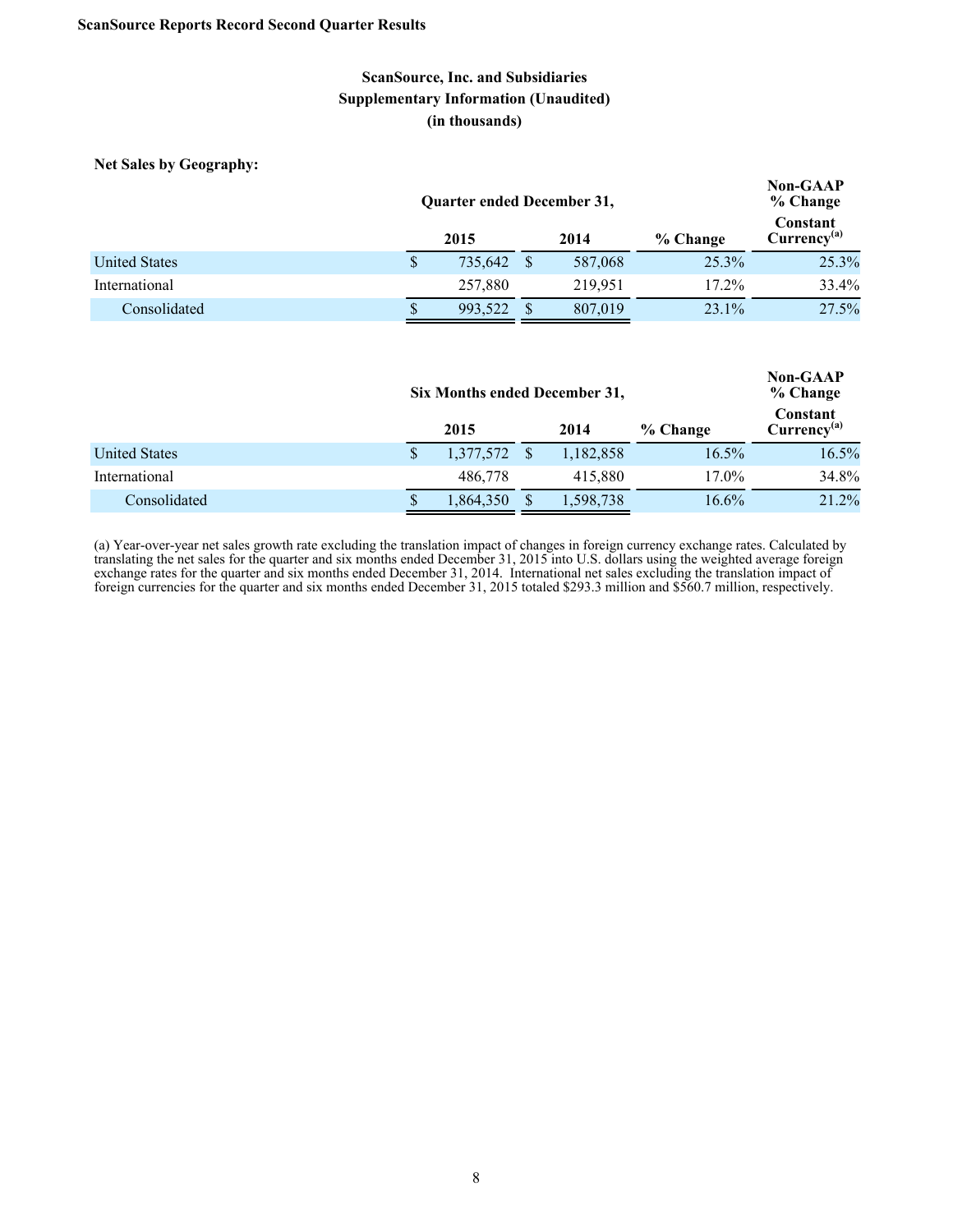## ScanSource, Inc. and Subsidiaries
## Supplementary Information (Unaudited)
## (in thousands)

**Net Sales by Geography:**

| | Quarter ended December 31, | | | Non-GAAP % Change |
|---|---|---|---|---|
| | 2015 | 2014 | % Change | Constant Currency[(a)] |
| United States | $ 735,642 | $ 587,068 | 25.3% | 25.3% |
| International | 257,880 | 219,951 | 17.2% | 33.4% |
| Consolidated | $ 993,522 | $ 807,019 | 23.1% | 27.5% |

| | Six Months ended December 31, | | | Non-GAAP % Change |
|---|---|---|---|---|
| | 2015 | 2014 | % Change | Constant Currency[(a)] |
| United States | $ 1,377,572 | $ 1,182,858 | 16.5% | 16.5% |
| International | 486,778 | 415,880 | 17.0% | 34.8% |
| Consolidated | $ 1,864,350 | $ 1,598,738 | 16.6% | 21.2% |

(a) Year-over-year net sales growth rate excluding the translation impact of changes in foreign currency exchange rates. Calculated by translating the net sales for the quarter and six months ended December 31, 2015 into U.S. dollars using the weighted average foreign exchange rates for the quarter and six months ended December 31, 2014. International net sales excluding the translation impact of foreign currencies for the quarter and six months ended December 31, 2015 totaled $293.3 million and $560.7 million, respectively.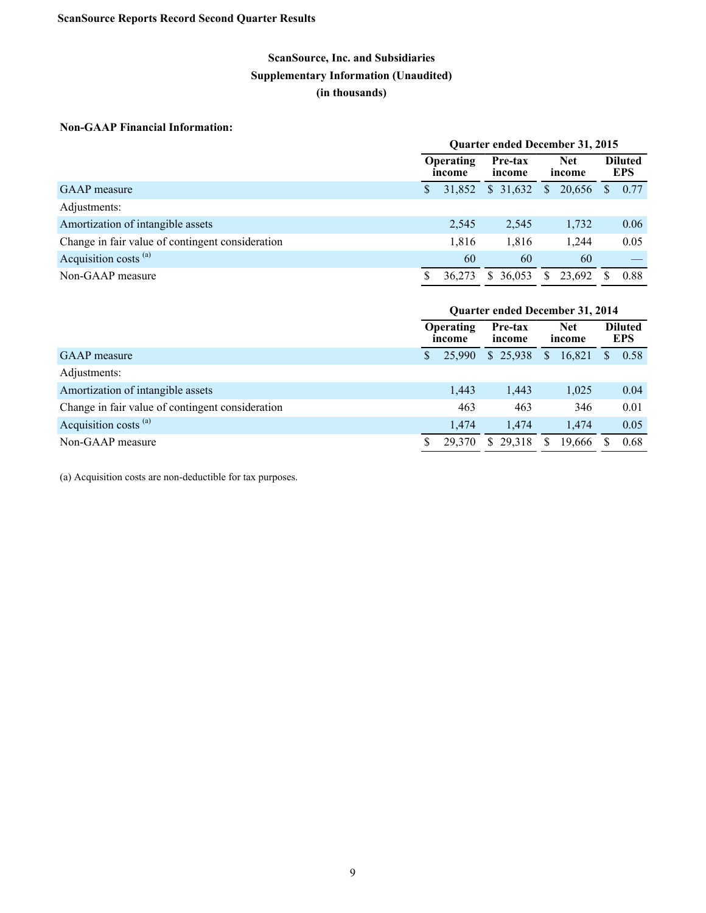## ScanSource, Inc. and Subsidiaries
## Supplementary Information (Unaudited)
## (in thousands)

**Non-GAAP Financial Information:**

| | Quarter ended December 31, 2015 | | | |
|---|---|---|---|---|
| | Operating income | Pre-tax income | Net income | Diluted EPS |
| GAAP measure | $ 31,852 | $ 31,632 | $ 20,656 | $ 0.77 |
| Adjustments: | | | | |
| Amortization of intangible assets | 2,545 | 2,545 | 1,732 | 0.06 |
| Change in fair value of contingent consideration | 1,816 | 1,816 | 1,244 | 0.05 |
| Acquisition costs [(a)] | 60 | 60 | 60 | — |
| Non-GAAP measure | $ 36,273 | $ 36,053 | $ 23,692 | $ 0.88 |

| | Quarter ended December 31, 2014 | | | |
|---|---|---|---|---|
| | Operating income | Pre-tax income | Net income | Diluted EPS |
| GAAP measure | $ 25,990 | $ 25,938 | $ 16,821 | $ 0.58 |
| Adjustments: | | | | |
| Amortization of intangible assets | 1,443 | 1,443 | 1,025 | 0.04 |
| Change in fair value of contingent consideration | 463 | 463 | 346 | 0.01 |
| Acquisition costs [(a)] | 1,474 | 1,474 | 1,474 | 0.05 |
| Non-GAAP measure | $ 29,370 | $ 29,318 | $ 19,666 | $ 0.68 |

(a) Acquisition costs are non-deductible for tax purposes.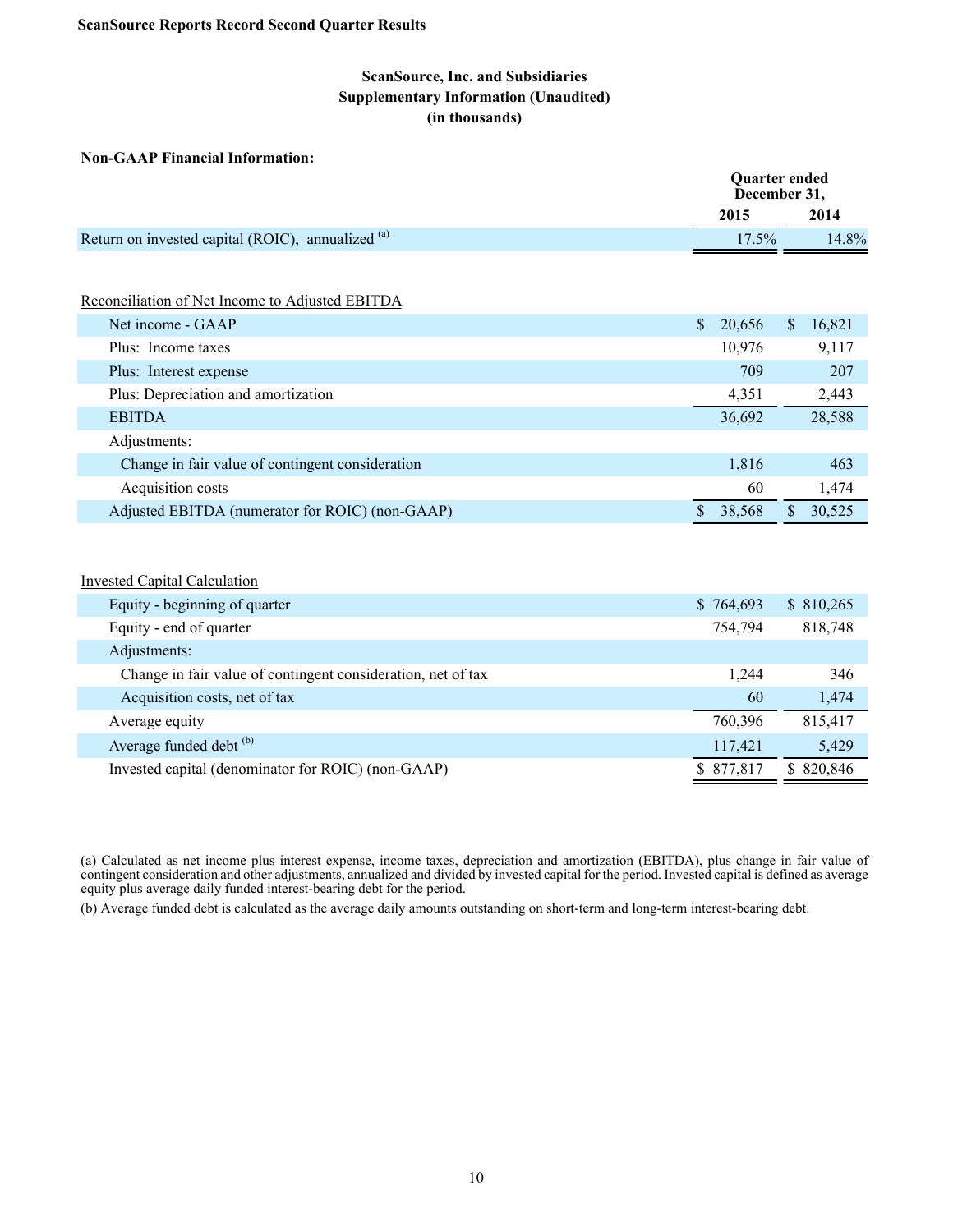**ScanSource Reports Record Second Quarter Results**

## ScanSource, Inc. and Subsidiaries
## Supplementary Information (Unaudited)
## (in thousands)

**Non-GAAP Financial Information:**

| | Quarter ended December 31, | |
|---|---|---|
| | **2015** | **2014** |
| Return on invested capital (ROIC), annualized [(a)] | 17.5% | 14.8% |

| Reconciliation of Net Income to Adjusted EBITDA | 2015 | 2014 |
|---|---|---|
| Net income - GAAP | $ 20,656 | $ 16,821 |
| Plus: Income taxes | 10,976 | 9,117 |
| Plus: Interest expense | 709 | 207 |
| Plus: Depreciation and amortization | 4,351 | 2,443 |
| EBITDA | 36,692 | 28,588 |
| Adjustments: | | |
| Change in fair value of contingent consideration | 1,816 | 463 |
| Acquisition costs | 60 | 1,474 |
| Adjusted EBITDA (numerator for ROIC) (non-GAAP) | $ 38,568 | $ 30,525 |

| Invested Capital Calculation | 2015 | 2014 |
|---|---|---|
| Equity - beginning of quarter | $ 764,693 | $ 810,265 |
| Equity - end of quarter | 754,794 | 818,748 |
| Adjustments: | | |
| Change in fair value of contingent consideration, net of tax | 1,244 | 346 |
| Acquisition costs, net of tax | 60 | 1,474 |
| Average equity | 760,396 | 815,417 |
| Average funded debt [(b)] | 117,421 | 5,429 |
| Invested capital (denominator for ROIC) (non-GAAP) | $ 877,817 | $ 820,846 |

(a) Calculated as net income plus interest expense, income taxes, depreciation and amortization (EBITDA), plus change in fair value of contingent consideration and other adjustments, annualized and divided by invested capital for the period. Invested capital is defined as average equity plus average daily funded interest-bearing debt for the period.

(b) Average funded debt is calculated as the average daily amounts outstanding on short-term and long-term interest-bearing debt.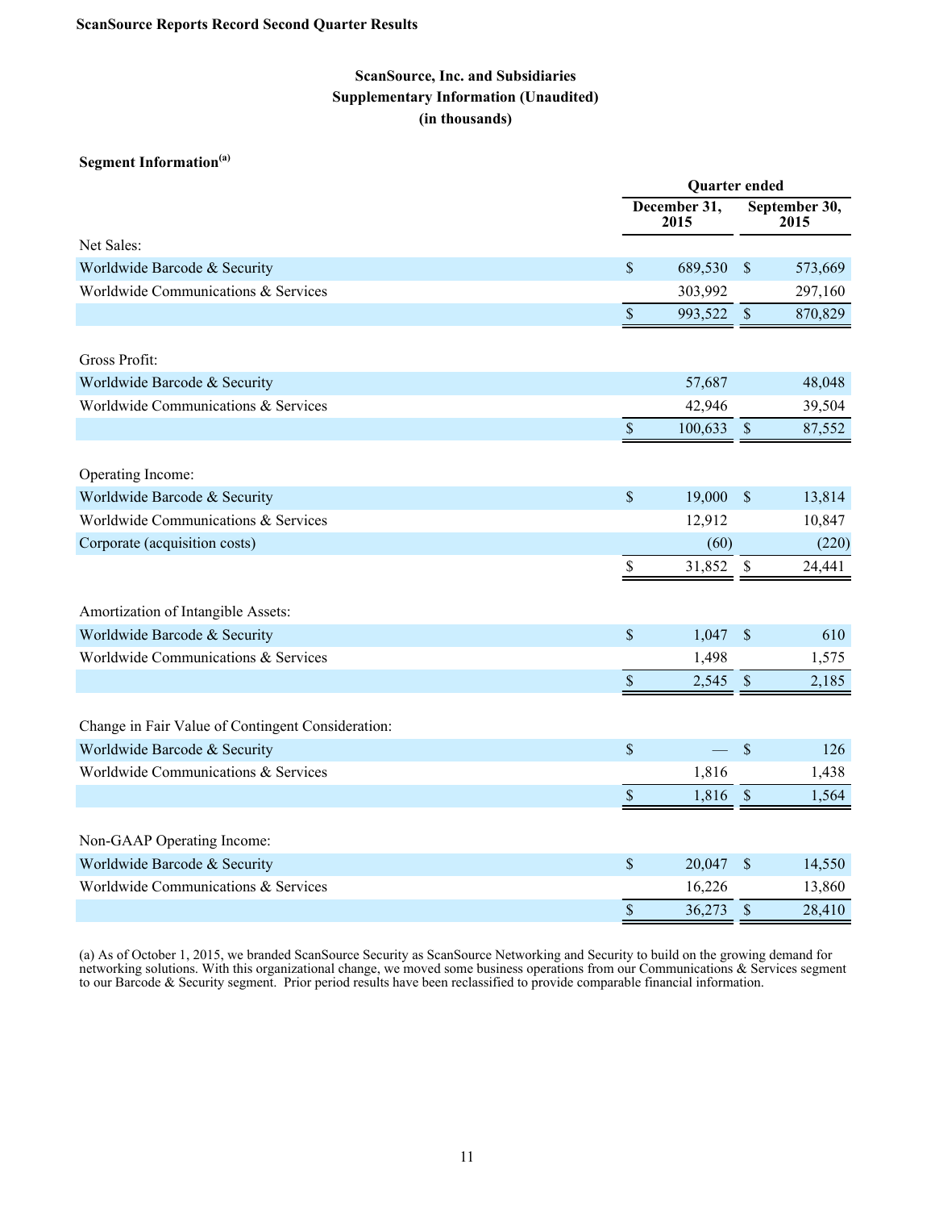**ScanSource Reports Record Second Quarter Results**

**ScanSource, Inc. and Subsidiaries**
**Supplementary Information (Unaudited)**
**(in thousands)**

**Segment Information[(a)]**

| | Quarter ended | |
|---|---|---|
| | December 31, 2015 | September 30, 2015 |
| **Net Sales:** | | |
| Worldwide Barcode & Security | $ 689,530 | $ 573,669 |
| Worldwide Communications & Services | 303,992 | 297,160 |
| | $ 993,522 | $ 870,829 |
| **Gross Profit:** | | |
| Worldwide Barcode & Security | 57,687 | 48,048 |
| Worldwide Communications & Services | 42,946 | 39,504 |
| | $ 100,633 | $ 87,552 |
| **Operating Income:** | | |
| Worldwide Barcode & Security | $ 19,000 | $ 13,814 |
| Worldwide Communications & Services | 12,912 | 10,847 |
| Corporate (acquisition costs) | (60) | (220) |
| | $ 31,852 | $ 24,441 |
| **Amortization of Intangible Assets:** | | |
| Worldwide Barcode & Security | $ 1,047 | $ 610 |
| Worldwide Communications & Services | 1,498 | 1,575 |
| | $ 2,545 | $ 2,185 |
| **Change in Fair Value of Contingent Consideration:** | | |
| Worldwide Barcode & Security | $ — | $ 126 |
| Worldwide Communications & Services | 1,816 | 1,438 |
| | $ 1,816 | $ 1,564 |
| **Non-GAAP Operating Income:** | | |
| Worldwide Barcode & Security | $ 20,047 | $ 14,550 |
| Worldwide Communications & Services | 16,226 | 13,860 |
| | $ 36,273 | $ 28,410 |

(a) As of October 1, 2015, we branded ScanSource Security as ScanSource Networking and Security to build on the growing demand for networking solutions. With this organizational change, we moved some business operations from our Communications & Services segment to our Barcode & Security segment. Prior period results have been reclassified to provide comparable financial information.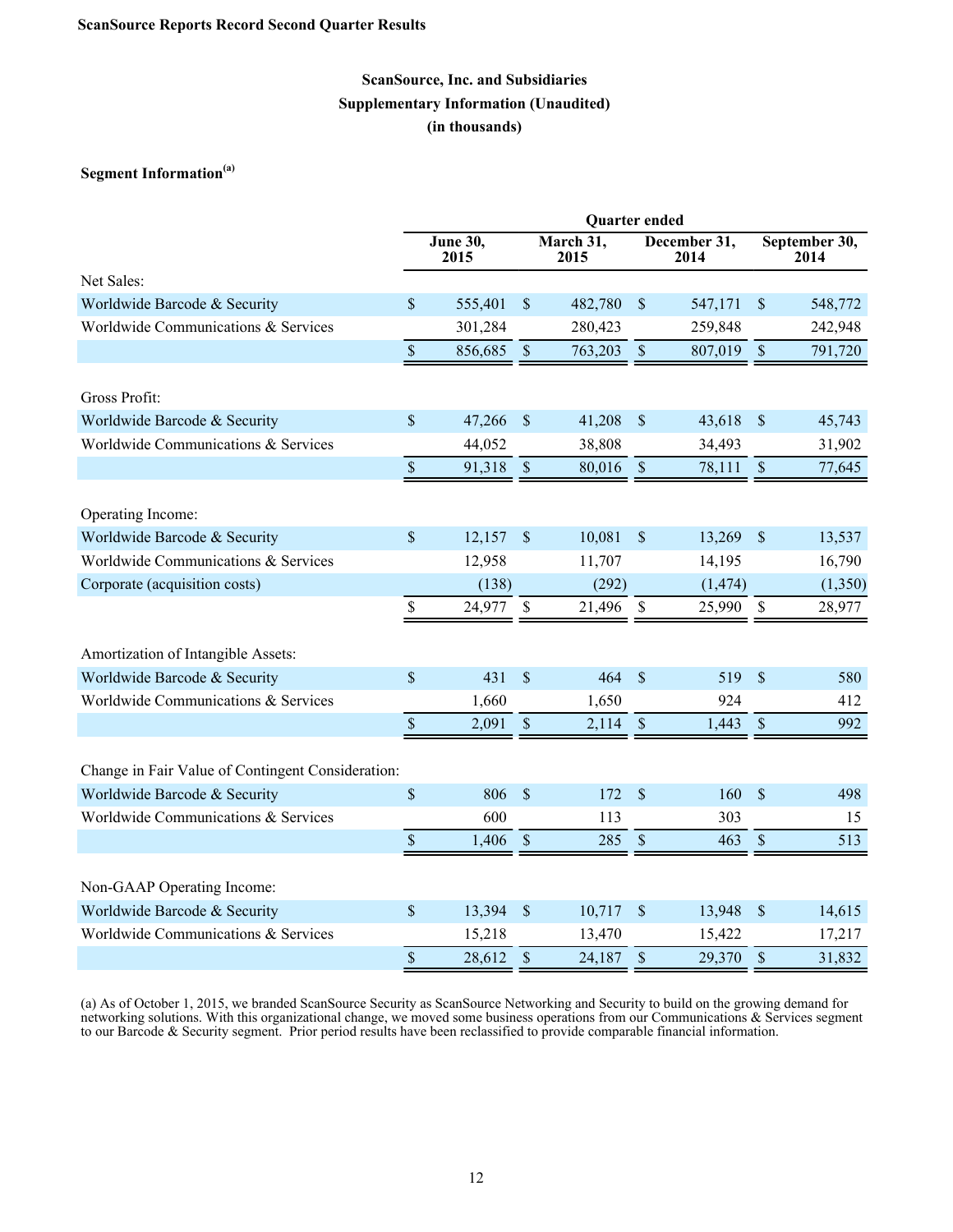**ScanSource Reports Record Second Quarter Results**

**ScanSource, Inc. and Subsidiaries**
**Supplementary Information (Unaudited)**
**(in thousands)**

**Segment Information**[(a)]

| | Quarter ended | | | |
|---|---|---|---|---|
| | June 30, 2015 | March 31, 2015 | December 31, 2014 | September 30, 2014 |
| Net Sales: | | | | |
| Worldwide Barcode & Security | $ 555,401 | $ 482,780 | $ 547,171 | $ 548,772 |
| Worldwide Communications & Services | 301,284 | 280,423 | 259,848 | 242,948 |
| | $ 856,685 | $ 763,203 | $ 807,019 | $ 791,720 |
| Gross Profit: | | | | |
| Worldwide Barcode & Security | $ 47,266 | $ 41,208 | $ 43,618 | $ 45,743 |
| Worldwide Communications & Services | 44,052 | 38,808 | 34,493 | 31,902 |
| | $ 91,318 | $ 80,016 | $ 78,111 | $ 77,645 |
| Operating Income: | | | | |
| Worldwide Barcode & Security | $ 12,157 | $ 10,081 | $ 13,269 | $ 13,537 |
| Worldwide Communications & Services | 12,958 | 11,707 | 14,195 | 16,790 |
| Corporate (acquisition costs) | (138) | (292) | (1,474) | (1,350) |
| | $ 24,977 | $ 21,496 | $ 25,990 | $ 28,977 |
| Amortization of Intangible Assets: | | | | |
| Worldwide Barcode & Security | $ 431 | $ 464 | $ 519 | $ 580 |
| Worldwide Communications & Services | 1,660 | 1,650 | 924 | 412 |
| | $ 2,091 | $ 2,114 | $ 1,443 | $ 992 |
| Change in Fair Value of Contingent Consideration: | | | | |
| Worldwide Barcode & Security | $ 806 | $ 172 | $ 160 | $ 498 |
| Worldwide Communications & Services | 600 | 113 | 303 | 15 |
| | $ 1,406 | $ 285 | $ 463 | $ 513 |
| Non-GAAP Operating Income: | | | | |
| Worldwide Barcode & Security | $ 13,394 | $ 10,717 | $ 13,948 | $ 14,615 |
| Worldwide Communications & Services | 15,218 | 13,470 | 15,422 | 17,217 |
| | $ 28,612 | $ 24,187 | $ 29,370 | $ 31,832 |

(a) As of October 1, 2015, we branded ScanSource Security as ScanSource Networking and Security to build on the growing demand for networking solutions. With this organizational change, we moved some business operations from our Communications & Services segment to our Barcode & Security segment. Prior period results have been reclassified to provide comparable financial information.